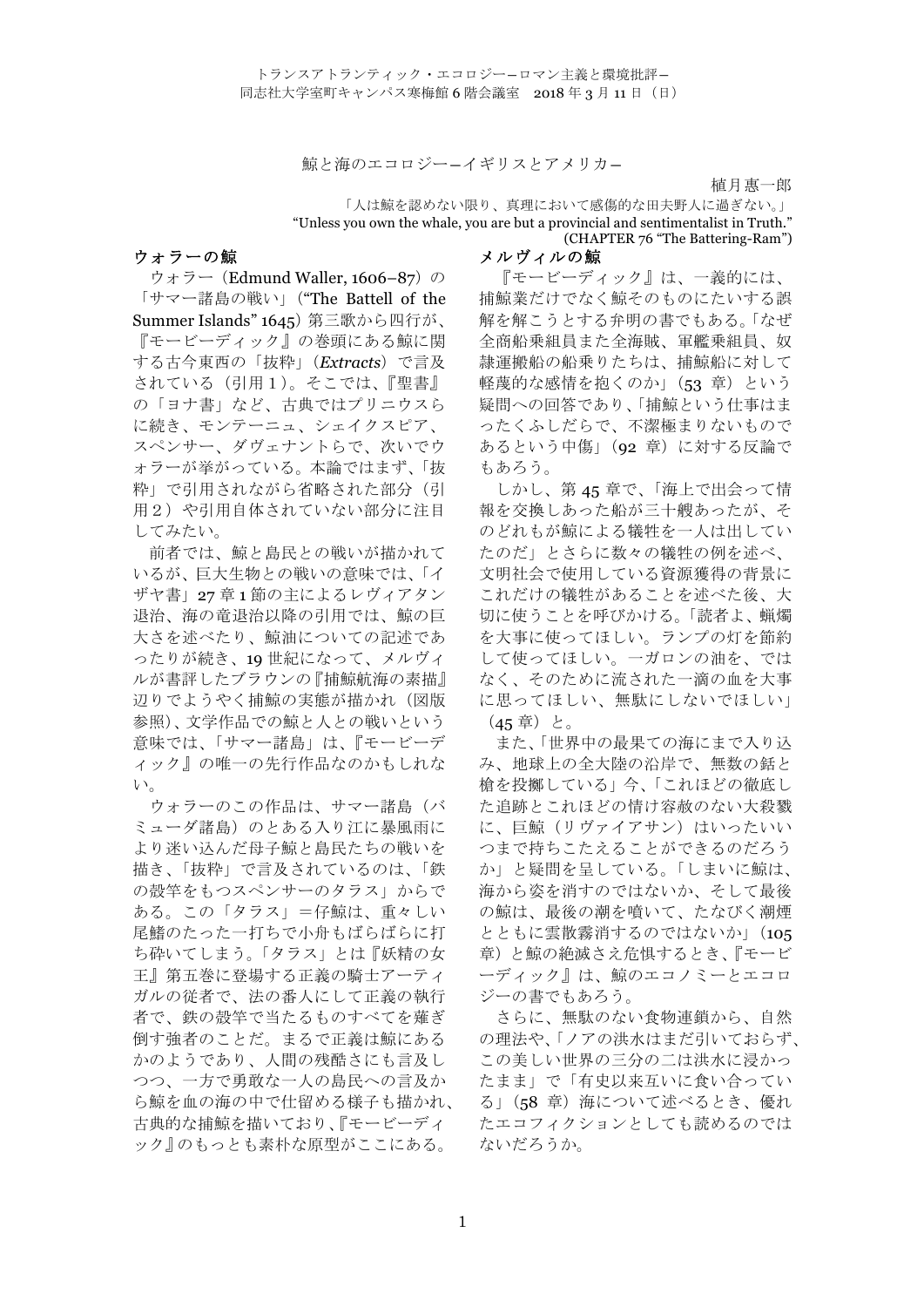トランスアトランティック・エコロジー—ロマン主義と環境批評—
同志社大学室町キャンパス寒梅館 6 階会議室　2018 年 3 月 11 日（日）

# 鯨と海のエコロジー—イギリスとアメリカ—

植月惠一郎

「人は鯨を認めない限り、真理において感傷的な田夫野人に過ぎない。」
"Unless you own the whale, you are but a provincial and sentimentalist in Truth."
(CHAPTER 76 "The Battering-Ram")

## ウォラーの鯨

ウォラー（Edmund Waller, 1606–87）の「サマー諸島の戦い」（"The Battell of the Summer Islands" 1645）第三歌から四行が、『モービーディック』の巻頭にある鯨に関する古今東西の「抜粋」（*Extracts*）で言及されている（引用１）。そこでは、『聖書』の「ヨナ書」など、古典ではプリニウスらに続き、モンテーニュ、シェイクスピア、スペンサー、ダヴェナントらで、次いでウォラーが挙がっている。本論ではまず、「抜粋」で引用されながら省略された部分（引用２）や引用自体されていない部分に注目してみたい。

前者では、鯨と島民との戦いが描かれているが、巨大生物との戦いの意味では、「イザヤ書」27 章 1 節の主によるレヴィアタン退治、海の竜退治以降の引用では、鯨の巨大さを述べたり、鯨油についての記述であったりが続き、19 世紀になって、メルヴィルが書評したブラウンの『捕鯨航海の素描』辺りでようやく捕鯨の実態が描かれ（図版参照）、文学作品での鯨と人との戦いという意味では、「サマー諸島」は、『モービーディック』の唯一の先行作品なのかもしれない。

ウォラーのこの作品は、サマー諸島（バミューダ諸島）のとある入り江に暴風雨により迷い込んだ母子鯨と島民たちの戦いを描き、「抜粋」で言及されているのは、「鉄の殻竿をもつスペンサーのタラス」からである。この「タラス」＝仔鯨は、重々しい尾鰭のたった一打ちで小舟もばらばらに打ち砕いてしまう。「タラス」とは『妖精の女王』第五巻に登場する正義の騎士アーティガルの従者で、法の番人にして正義の執行者で、鉄の殻竿で当たるものすべてを薙ぎ倒す強者のことだ。まるで正義は鯨にあるかのようであり、人間の残酷さにも言及しつつ、一方で勇敢な一人の島民への言及から鯨を血の海の中で仕留める様子も描かれ、古典的な捕鯨を描いており、『モービーディック』のもっとも素朴な原型がここにある。

## メルヴィルの鯨

『モービーディック』は、一義的には、捕鯨業だけでなく鯨そのものにたいする誤解を解こうとする弁明の書でもある。「なぜ全商船乗組員また全海賊、軍艦乗組員、奴隷運搬船の船乗りたちは、捕鯨船に対して軽蔑的な感情を抱くのか」（53 章）という疑問への回答であり、「捕鯨という仕事はまったくふしだらで、不潔極まりないものであるという中傷」（92 章）に対する反論でもあろう。

しかし、第 45 章で、「海上で出会って情報を交換しあった船が三十艘あったが、そのどれもが鯨による犠牲を一人は出していたのだ」とさらに数々の犠牲の例を述べ、文明社会で使用している資源獲得の背景にこれだけの犠牲があることを述べた後、大切に使うことを呼びかける。「読者よ、蝋燭を大事に使ってほしい。ランプの灯を節約して使ってほしい。一ガロンの油を、ではなく、そのために流された一滴の血を大事に思ってほしい、無駄にしないでほしい」（45 章）と。

また、「世界中の最果ての海にまで入り込み、地球上の全大陸の沿岸で、無数の銛と槍を投擲している」今、「これほどの徹底した追跡とこれほどの情け容赦のない大殺戮に、巨鯨（リヴァイアサン）はいったいいつまで持ちこたえることができるのだろうか」と疑問を呈している。「しまいに鯨は、海から姿を消すのではないか、そして最後の鯨は、最後の潮を噴いて、たなびく潮煙とともに雲散霧消するのではないか」（105 章）と鯨の絶滅さえ危惧するとき、『モービーディック』は、鯨のエコノミーとエコロジーの書でもあろう。

さらに、無駄のない食物連鎖から、自然の理法や、「ノアの洪水はまだ引いておらず、この美しい世界の三分の二は洪水に浸かったまま」で「有史以来互いに食い合っている」（58 章）海について述べるとき、優れたエコフィクションとしても読めるのではないだろうか。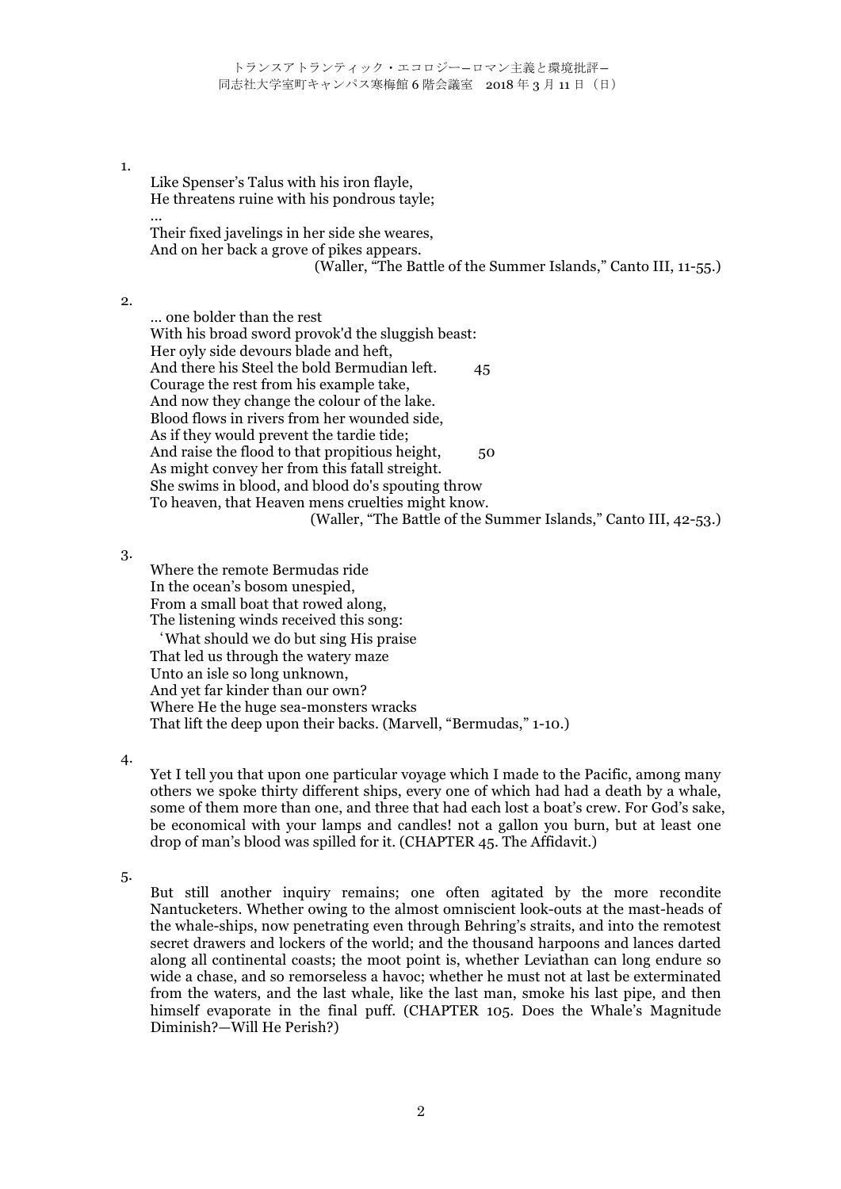1.

Like Spenser's Talus with his iron flayle,
He threatens ruine with his pondrous tayle;
...
Their fixed javelings in her side she weares,
And on her back a grove of pikes appears.
(Waller, "The Battle of the Summer Islands," Canto III, 11-55.)

2.

... one bolder than the rest
With his broad sword provok'd the sluggish beast:
Her oyly side devours blade and heft,
And there his Steel the bold Bermudian left. 45
Courage the rest from his example take,
And now they change the colour of the lake.
Blood flows in rivers from her wounded side,
As if they would prevent the tardie tide;
And raise the flood to that propitious height, 50
As might convey her from this fatall streight.
She swims in blood, and blood do's spouting throw
To heaven, that Heaven mens cruelties might know.
(Waller, "The Battle of the Summer Islands," Canto III, 42-53.)

3.

Where the remote Bermudas ride
In the ocean's bosom unespied,
From a small boat that rowed along,
The listening winds received this song:
'What should we do but sing His praise
That led us through the watery maze
Unto an isle so long unknown,
And yet far kinder than our own?
Where He the huge sea-monsters wracks
That lift the deep upon their backs. (Marvell, "Bermudas," 1-10.)

4.

Yet I tell you that upon one particular voyage which I made to the Pacific, among many others we spoke thirty different ships, every one of which had had a death by a whale, some of them more than one, and three that had each lost a boat's crew. For God's sake, be economical with your lamps and candles! not a gallon you burn, but at least one drop of man's blood was spilled for it. (CHAPTER 45. The Affidavit.)

5.

But still another inquiry remains; one often agitated by the more recondite Nantucketers. Whether owing to the almost omniscient look-outs at the mast-heads of the whale-ships, now penetrating even through Behring's straits, and into the remotest secret drawers and lockers of the world; and the thousand harpoons and lances darted along all continental coasts; the moot point is, whether Leviathan can long endure so wide a chase, and so remorseless a havoc; whether he must not at last be exterminated from the waters, and the last whale, like the last man, smoke his last pipe, and then himself evaporate in the final puff. (CHAPTER 105. Does the Whale's Magnitude Diminish?—Will He Perish?)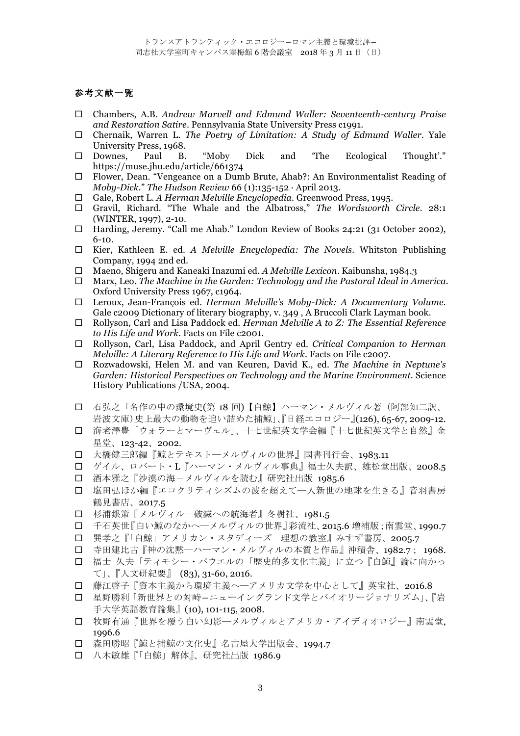## 参考文献一覧

- ☐ Chambers, A.B. *Andrew Marvell and Edmund Waller: Seventeenth-century Praise and Restoration Satire*. Pennsylvania State University Press c1991.
- ☐ Chernaik, Warren L. *The Poetry of Limitation: A Study of Edmund Waller*. Yale University Press, 1968.
- ☐ Downes, Paul B. "Moby Dick and 'The Ecological Thought'." https://muse.jhu.edu/article/661374
- ☐ Flower, Dean. "Vengeance on a Dumb Brute, Ahab?: An Environmentalist Reading of *Moby-Dick*." *The Hudson Review* 66 (1):135-152 · April 2013.
- ☐ Gale, Robert L. *A Herman Melville Encyclopedia*. Greenwood Press, 1995.
- ☐ Gravil, Richard. "The Whale and the Albatross," *The Wordsworth Circle*. 28:1 (WINTER, 1997), 2-10.
- ☐ Harding, Jeremy. "Call me Ahab." London Review of Books 24:21 (31 October 2002), 6-10.
- ☐ Kier, Kathleen E. ed. *A Melville Encyclopedia: The Novels*. Whitston Publishing Company, 1994 2nd ed.
- ☐ Maeno, Shigeru and Kaneaki Inazumi ed. *A Melville Lexicon*. Kaibunsha, 1984.3
- ☐ Marx, Leo. *The Machine in the Garden: Technology and the Pastoral Ideal in America*. Oxford University Press 1967, c1964.
- ☐ Leroux, Jean-François ed. *Herman Melville's Moby-Dick: A Documentary Volume*. Gale c2009 Dictionary of literary biography, v. 349 , A Bruccoli Clark Layman book.
- ☐ Rollyson, Carl and Lisa Paddock ed. *Herman Melville A to Z: The Essential Reference to His Life and Work*. Facts on File c2001.
- ☐ Rollyson, Carl, Lisa Paddock, and April Gentry ed. *Critical Companion to Herman Melville: A Literary Reference to His Life and Work*. Facts on File c2007.
- ☐ Rozwadowski, Helen M. and van Keuren, David K., ed. *The Machine in Neptune's Garden: Historical Perspectives on Technology and the Marine Environment*. Science History Publications /USA, 2004.

- ☐ 石弘之「名作の中の環境史(第 18 回)【白鯨】ハーマン・メルヴィル著（阿部知二訳、岩波文庫）史上最大の動物を追い詰めた捕鯨」、『日経エコロジー』(126), 65-67, 2009-12.
- ☐ 海老澤豊「ウォラーとマーヴェル」、十七世紀英文学会編『十七世紀英文学と自然』金星堂、123-42、2002.
- ☐ 大橋健三郎編『鯨とテキスト―メルヴィルの世界』国書刊行会、1983.11
- ☐ ゲイル、ロバート・L『ハーマン・メルヴィル事典』福士久夫訳、雄松堂出版、2008.5
- ☐ 酒本雅之『沙漠の海－メルヴィルを読む』研究社出版 1985.6
- ☐ 塩田弘ほか編『エコクリティシズムの波を超えて―人新世の地球を生きる』音羽書房鶴見書店、2017.5
- ☐ 杉浦銀策『メルヴィル―破滅への航海者』冬樹社、1981.5
- ☐ 千石英世『白い鯨のなかへ―メルヴィルの世界』彩流社、2015.6 増補版；南雲堂、1990.7
- ☐ 巽孝之『「白鯨」アメリカン・スタディーズ 理想の教室』みすず書房、2005.7
- ☐ 寺田建比古『神の沈黙―ハーマン・メルヴィルの本質と作品』沖積舎、1982.7； 1968.
- ☐ 福士 久夫「ティモシー・パウエルの「歴史的多文化主義」に立つ『白鯨』論に向かって」、『人文研紀要』 (83), 31-60, 2016.
- ☐ 藤江啓子『資本主義から環境主義へ―アメリカ文学を中心として』英宝社、2016.8
- ☐ 星野勝利「新世界との対峙－ニューイングランド文学とバイオリージョナリズム」、『岩手大学英語教育論集』(10), 101-115, 2008.
- ☐ 牧野有通『世界を覆う白い幻影―メルヴィルとアメリカ・アイディオロジー』南雲堂, 1996.6
- ☐ 森田勝昭『鯨と捕鯨の文化史』名古屋大学出版会、1994.7
- ☐ 八木敏雄『「白鯨」解体』、研究社出版 1986.9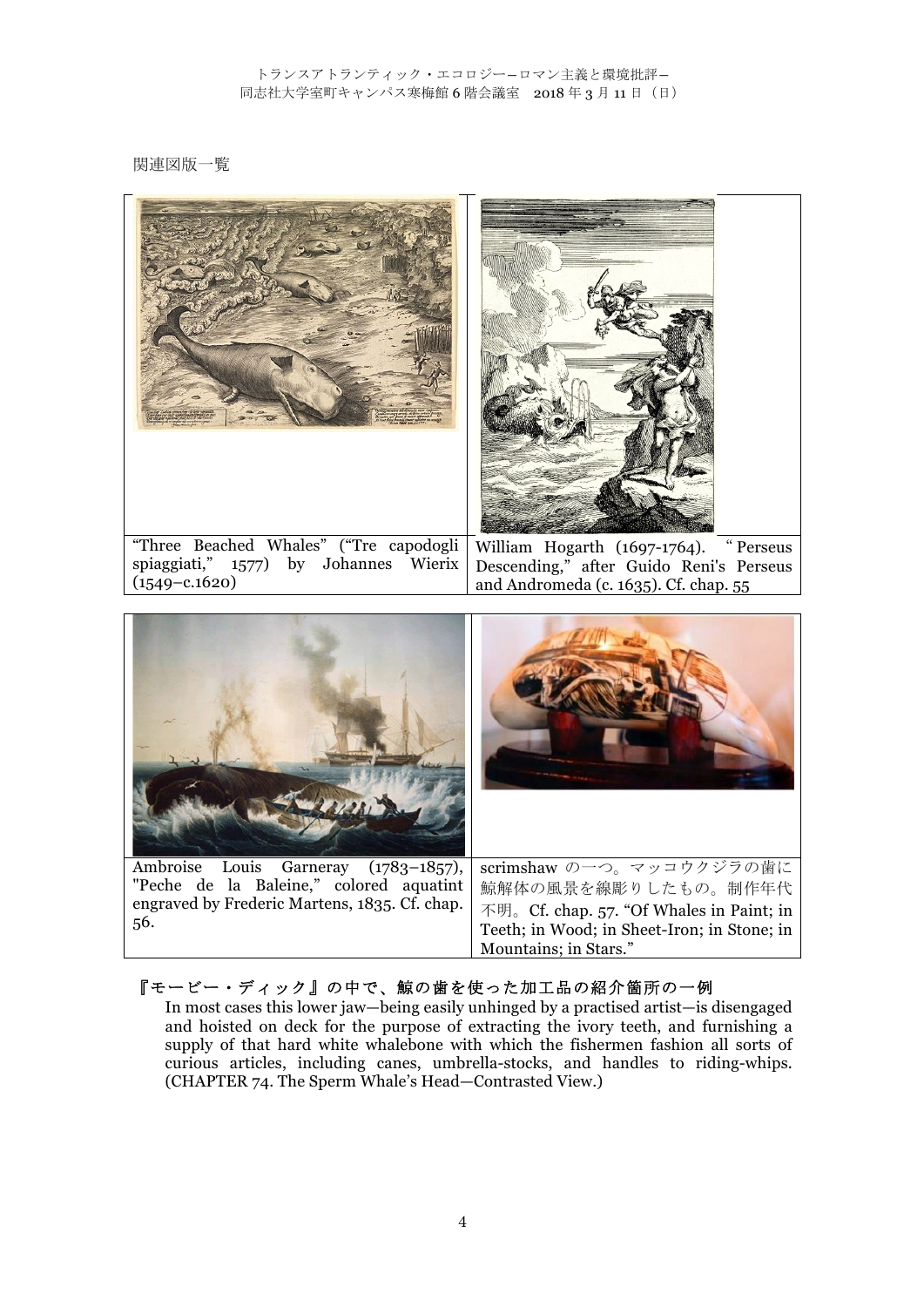関連図版一覧

| | |
|---|---|
| "Three Beached Whales" ("Tre capodogli spiaggiati," 1577) by Johannes Wierix (1549–c.1620) | William Hogarth (1697-1764). "Perseus Descending," after Guido Reni's Perseus and Andromeda (c. 1635). Cf. chap. 55 |

| | |
|---|---|
| Ambroise Louis Garneray (1783–1857), "Peche de la Baleine," colored aquatint engraved by Frederic Martens, 1835. Cf. chap. 56. | scrimshaw の一つ。マッコウクジラの歯に鯨解体の風景を線彫りしたもの。制作年代不明。Cf. chap. 57. "Of Whales in Paint; in Teeth; in Wood; in Sheet-Iron; in Stone; in Mountains; in Stars." |

『モービー・ディック』の中で、鯨の歯を使った加工品の紹介箇所の一例

In most cases this lower jaw—being easily unhinged by a practised artist—is disengaged and hoisted on deck for the purpose of extracting the ivory teeth, and furnishing a supply of that hard white whalebone with which the fishermen fashion all sorts of curious articles, including canes, umbrella-stocks, and handles to riding-whips. (CHAPTER 74. The Sperm Whale's Head—Contrasted View.)